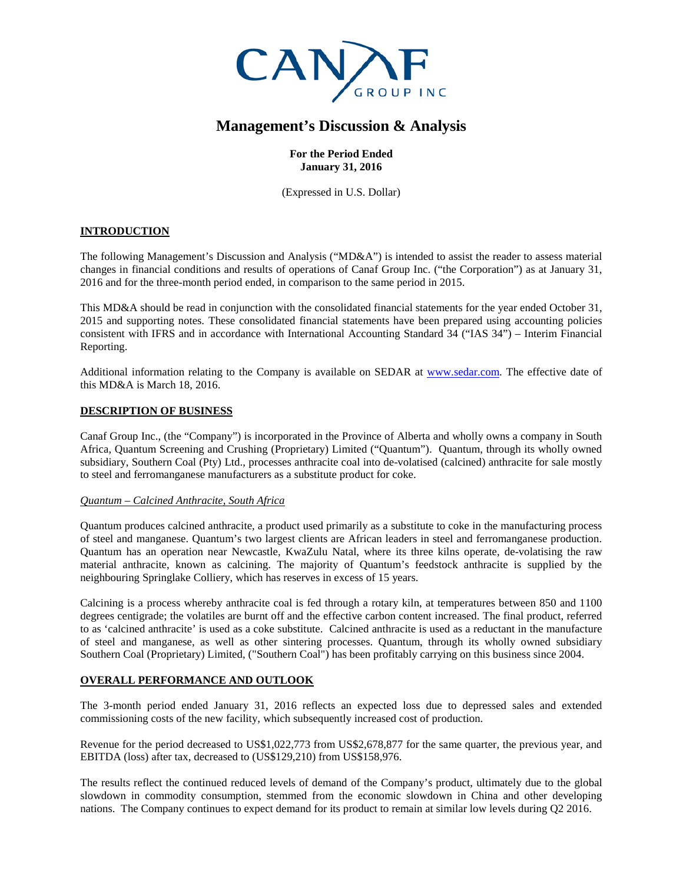CANAF GROUP INC

# Management's Discussion & Analysis

**For the Period Ended**
**January 31, 2016**

(Expressed in U.S. Dollar)

## INTRODUCTION

The following Management's Discussion and Analysis ("MD&A") is intended to assist the reader to assess material changes in financial conditions and results of operations of Canaf Group Inc. ("the Corporation") as at January 31, 2016 and for the three-month period ended, in comparison to the same period in 2015.

This MD&A should be read in conjunction with the consolidated financial statements for the year ended October 31, 2015 and supporting notes. These consolidated financial statements have been prepared using accounting policies consistent with IFRS and in accordance with International Accounting Standard 34 ("IAS 34") – Interim Financial Reporting.

Additional information relating to the Company is available on SEDAR at www.sedar.com. The effective date of this MD&A is March 18, 2016.

## DESCRIPTION OF BUSINESS

Canaf Group Inc., (the "Company") is incorporated in the Province of Alberta and wholly owns a company in South Africa, Quantum Screening and Crushing (Proprietary) Limited ("Quantum"). Quantum, through its wholly owned subsidiary, Southern Coal (Pty) Ltd., processes anthracite coal into de-volatised (calcined) anthracite for sale mostly to steel and ferromanganese manufacturers as a substitute product for coke.

### *Quantum – Calcined Anthracite, South Africa*

Quantum produces calcined anthracite, a product used primarily as a substitute to coke in the manufacturing process of steel and manganese. Quantum's two largest clients are African leaders in steel and ferromanganese production. Quantum has an operation near Newcastle, KwaZulu Natal, where its three kilns operate, de-volatising the raw material anthracite, known as calcining. The majority of Quantum's feedstock anthracite is supplied by the neighbouring Springlake Colliery, which has reserves in excess of 15 years.

Calcining is a process whereby anthracite coal is fed through a rotary kiln, at temperatures between 850 and 1100 degrees centigrade; the volatiles are burnt off and the effective carbon content increased. The final product, referred to as 'calcined anthracite' is used as a coke substitute. Calcined anthracite is used as a reductant in the manufacture of steel and manganese, as well as other sintering processes. Quantum, through its wholly owned subsidiary Southern Coal (Proprietary) Limited, ("Southern Coal") has been profitably carrying on this business since 2004.

## OVERALL PERFORMANCE AND OUTLOOK

The 3-month period ended January 31, 2016 reflects an expected loss due to depressed sales and extended commissioning costs of the new facility, which subsequently increased cost of production.

Revenue for the period decreased to US$1,022,773 from US$2,678,877 for the same quarter, the previous year, and EBITDA (loss) after tax, decreased to (US$129,210) from US$158,976.

The results reflect the continued reduced levels of demand of the Company's product, ultimately due to the global slowdown in commodity consumption, stemmed from the economic slowdown in China and other developing nations. The Company continues to expect demand for its product to remain at similar low levels during Q2 2016.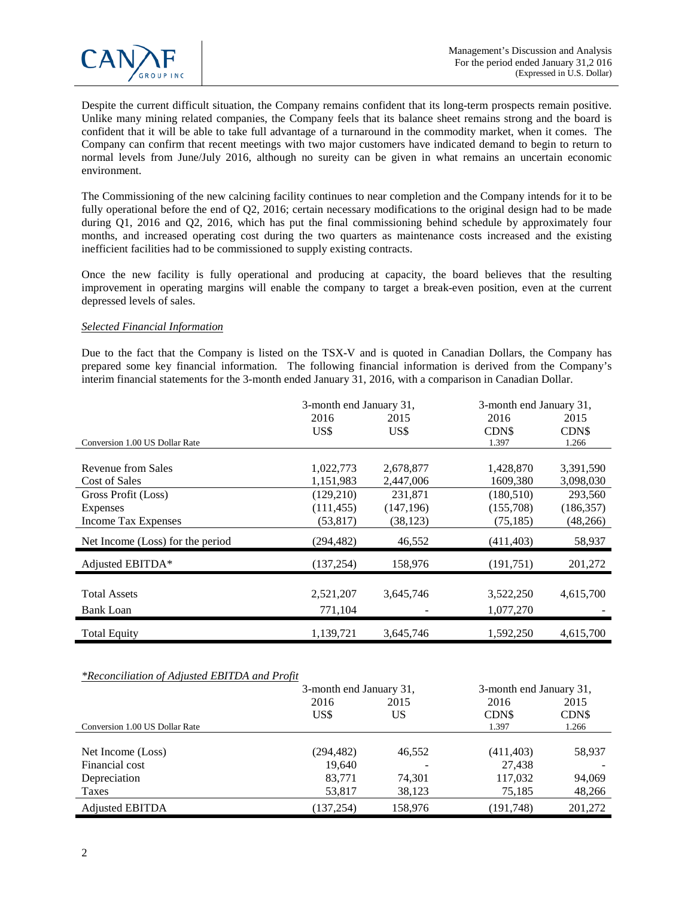Despite the current difficult situation, the Company remains confident that its long-term prospects remain positive. Unlike many mining related companies, the Company feels that its balance sheet remains strong and the board is confident that it will be able to take full advantage of a turnaround in the commodity market, when it comes. The Company can confirm that recent meetings with two major customers have indicated demand to begin to return to normal levels from June/July 2016, although no sureity can be given in what remains an uncertain economic environment.

The Commissioning of the new calcining facility continues to near completion and the Company intends for it to be fully operational before the end of Q2, 2016; certain necessary modifications to the original design had to be made during Q1, 2016 and Q2, 2016, which has put the final commissioning behind schedule by approximately four months, and increased operating cost during the two quarters as maintenance costs increased and the existing inefficient facilities had to be commissioned to supply existing contracts.

Once the new facility is fully operational and producing at capacity, the board believes that the resulting improvement in operating margins will enable the company to target a break-even position, even at the current depressed levels of sales.

*Selected Financial Information*

Due to the fact that the Company is listed on the TSX-V and is quoted in Canadian Dollars, the Company has prepared some key financial information. The following financial information is derived from the Company's interim financial statements for the 3-month ended January 31, 2016, with a comparison in Canadian Dollar.

| | 3-month end January 31, | | 3-month end January 31, | |
|---|---|---|---|---|
| | 2016 | 2015 | 2016 | 2015 |
| | US$ | US$ | CDN$ | CDN$ |
| Conversion 1.00 US Dollar Rate | | | 1.397 | 1.266 |
| Revenue from Sales | 1,022,773 | 2,678,877 | 1,428,870 | 3,391,590 |
| Cost of Sales | 1,151,983 | 2,447,006 | 1609,380 | 3,098,030 |
| Gross Profit (Loss) | (129,210) | 231,871 | (180,510) | 293,560 |
| Expenses | (111,455) | (147,196) | (155,708) | (186,357) |
| Income Tax Expenses | (53,817) | (38,123) | (75,185) | (48,266) |
| Net Income (Loss) for the period | (294,482) | 46,552 | (411,403) | 58,937 |
| Adjusted EBITDA* | (137,254) | 158,976 | (191,751) | 201,272 |
| Total Assets | 2,521,207 | 3,645,746 | 3,522,250 | 4,615,700 |
| Bank Loan | 771,104 | | 1,077,270 | - |
| Total Equity | 1,139,721 | 3,645,746 | 1,592,250 | 4,615,700 |

*\*Reconciliation of Adjusted EBITDA and Profit*

| | 3-month end January 31, | | 3-month end January 31, | |
|---|---|---|---|---|
| | 2016 | 2015 | 2016 | 2015 |
| | US$ | US | CDN$ | CDN$ |
| Conversion 1.00 US Dollar Rate | | | 1.397 | 1.266 |
| Net Income (Loss) | (294,482) | 46,552 | (411,403) | 58,937 |
| Financial cost | 19,640 | - | 27,438 | - |
| Depreciation | 83,771 | 74,301 | 117,032 | 94,069 |
| Taxes | 53,817 | 38,123 | 75,185 | 48,266 |
| Adjusted EBITDA | (137,254) | 158,976 | (191,748) | 201,272 |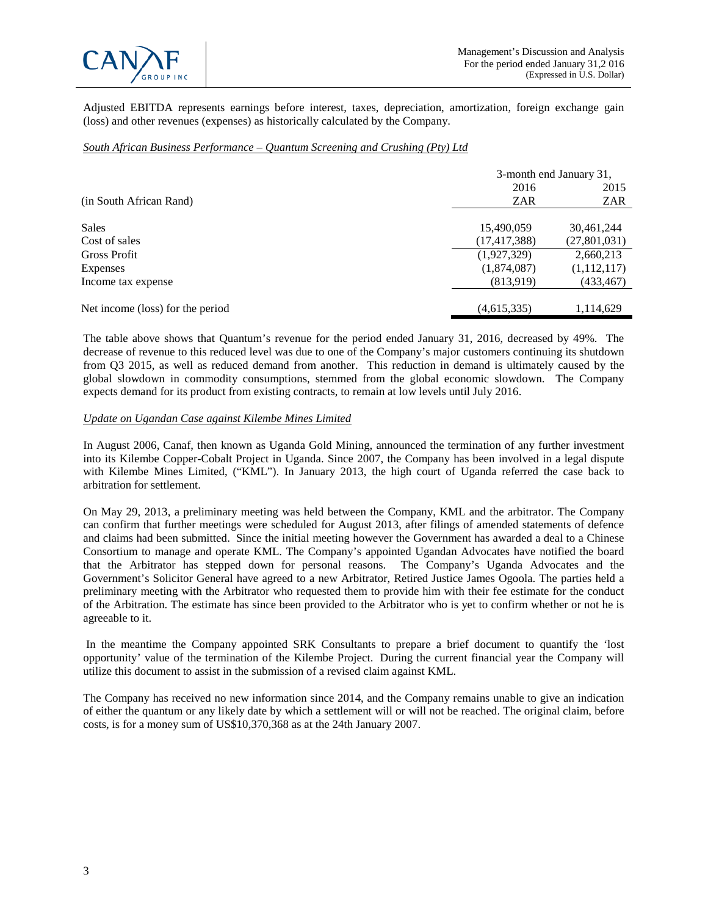Adjusted EBITDA represents earnings before interest, taxes, depreciation, amortization, foreign exchange gain (loss) and other revenues (expenses) as historically calculated by the Company.

*South African Business Performance – Quantum Screening and Crushing (Pty) Ltd*

| | 3-month end January 31, | |
|---|---|---|
| | 2016 | 2015 |
| (in South African Rand) | ZAR | ZAR |
| Sales | 15,490,059 | 30,461,244 |
| Cost of sales | (17,417,388) | (27,801,031) |
| Gross Profit | (1,927,329) | 2,660,213 |
| Expenses | (1,874,087) | (1,112,117) |
| Income tax expense | (813,919) | (433,467) |
| Net income (loss) for the period | (4,615,335) | 1,114,629 |

The table above shows that Quantum's revenue for the period ended January 31, 2016, decreased by 49%. The decrease of revenue to this reduced level was due to one of the Company's major customers continuing its shutdown from Q3 2015, as well as reduced demand from another. This reduction in demand is ultimately caused by the global slowdown in commodity consumptions, stemmed from the global economic slowdown. The Company expects demand for its product from existing contracts, to remain at low levels until July 2016.

*Update on Ugandan Case against Kilembe Mines Limited*

In August 2006, Canaf, then known as Uganda Gold Mining, announced the termination of any further investment into its Kilembe Copper-Cobalt Project in Uganda. Since 2007, the Company has been involved in a legal dispute with Kilembe Mines Limited, ("KML"). In January 2013, the high court of Uganda referred the case back to arbitration for settlement.

On May 29, 2013, a preliminary meeting was held between the Company, KML and the arbitrator. The Company can confirm that further meetings were scheduled for August 2013, after filings of amended statements of defence and claims had been submitted. Since the initial meeting however the Government has awarded a deal to a Chinese Consortium to manage and operate KML. The Company's appointed Ugandan Advocates have notified the board that the Arbitrator has stepped down for personal reasons. The Company's Uganda Advocates and the Government's Solicitor General have agreed to a new Arbitrator, Retired Justice James Ogoola. The parties held a preliminary meeting with the Arbitrator who requested them to provide him with their fee estimate for the conduct of the Arbitration. The estimate has since been provided to the Arbitrator who is yet to confirm whether or not he is agreeable to it.

In the meantime the Company appointed SRK Consultants to prepare a brief document to quantify the 'lost opportunity' value of the termination of the Kilembe Project. During the current financial year the Company will utilize this document to assist in the submission of a revised claim against KML.

The Company has received no new information since 2014, and the Company remains unable to give an indication of either the quantum or any likely date by which a settlement will or will not be reached. The original claim, before costs, is for a money sum of US$10,370,368 as at the 24th January 2007.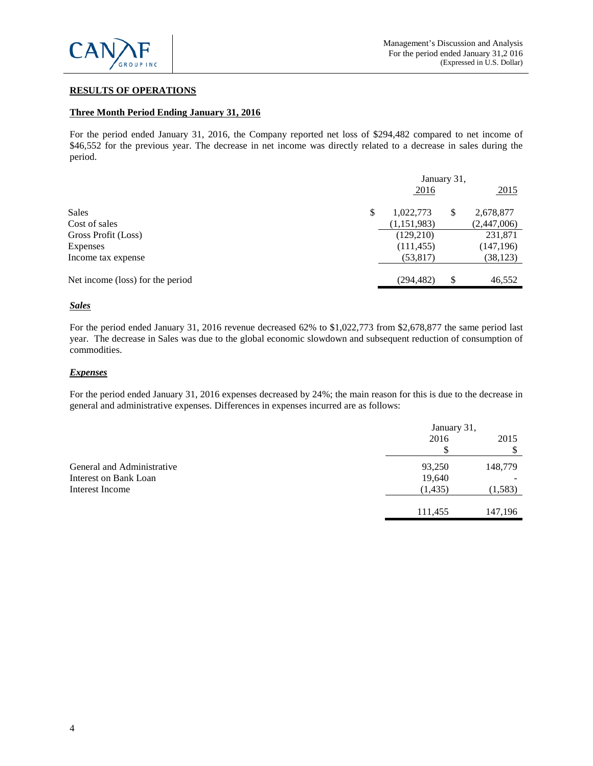## RESULTS OF OPERATIONS

### Three Month Period Ending January 31, 2016

For the period ended January 31, 2016, the Company reported net loss of $294,482 compared to net income of $46,552 for the previous year. The decrease in net income was directly related to a decrease in sales during the period.

| | January 31, 2016 | 2015 |
|---|---|---|
| Sales | $ 1,022,773 | $ 2,678,877 |
| Cost of sales | (1,151,983) | (2,447,006) |
| Gross Profit (Loss) | (129,210) | 231,871 |
| Expenses | (111,455) | (147,196) |
| Income tax expense | (53,817) | (38,123) |
| Net income (loss) for the period | (294,482) | $ 46,552 |

#### *Sales*

For the period ended January 31, 2016 revenue decreased 62% to $1,022,773 from $2,678,877 the same period last year. The decrease in Sales was due to the global economic slowdown and subsequent reduction of consumption of commodities.

#### *Expenses*

For the period ended January 31, 2016 expenses decreased by 24%; the main reason for this is due to the decrease in general and administrative expenses. Differences in expenses incurred are as follows:

| | January 31, 2016 $ | 2015 $ |
|---|---|---|
| General and Administrative | 93,250 | 148,779 |
| Interest on Bank Loan | 19,640 | - |
| Interest Income | (1,435) | (1,583) |
| | 111,455 | 147,196 |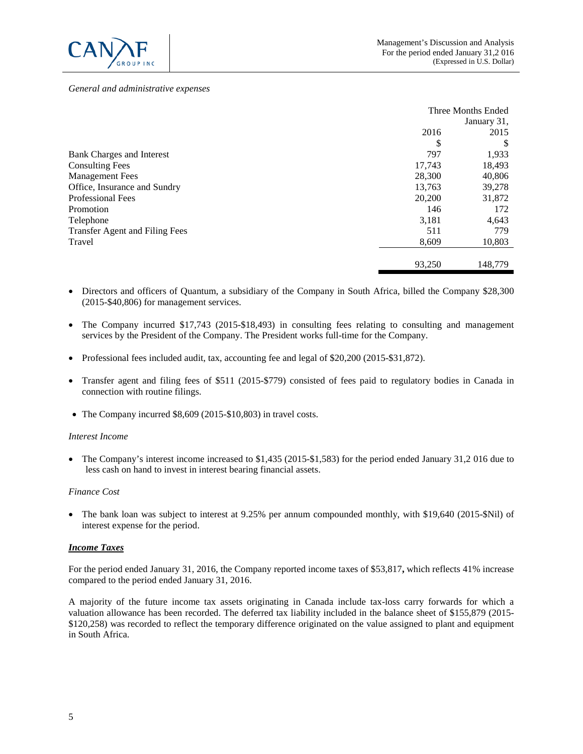*General and administrative expenses*

| | Three Months Ended January 31, | |
|---|---|---|
| | 2016 | 2015 |
| | $ | $ |
| Bank Charges and Interest | 797 | 1,933 |
| Consulting Fees | 17,743 | 18,493 |
| Management Fees | 28,300 | 40,806 |
| Office, Insurance and Sundry | 13,763 | 39,278 |
| Professional Fees | 20,200 | 31,872 |
| Promotion | 146 | 172 |
| Telephone | 3,181 | 4,643 |
| Transfer Agent and Filing Fees | 511 | 779 |
| Travel | 8,609 | 10,803 |
| | 93,250 | 148,779 |

- Directors and officers of Quantum, a subsidiary of the Company in South Africa, billed the Company $28,300 (2015-$40,806) for management services.
- The Company incurred $17,743 (2015-$18,493) in consulting fees relating to consulting and management services by the President of the Company. The President works full-time for the Company.
- Professional fees included audit, tax, accounting fee and legal of $20,200 (2015-$31,872).
- Transfer agent and filing fees of $511 (2015-$779) consisted of fees paid to regulatory bodies in Canada in connection with routine filings.
- The Company incurred $8,609 (2015-$10,803) in travel costs.

*Interest Income*

- The Company's interest income increased to $1,435 (2015-$1,583) for the period ended January 31,2 016 due to less cash on hand to invest in interest bearing financial assets.

*Finance Cost*

- The bank loan was subject to interest at 9.25% per annum compounded monthly, with $19,640 (2015-$Nil) of interest expense for the period.

***Income Taxes***

For the period ended January 31, 2016, the Company reported income taxes of $53,817**,** which reflects 41% increase compared to the period ended January 31, 2016.

A majority of the future income tax assets originating in Canada include tax-loss carry forwards for which a valuation allowance has been recorded. The deferred tax liability included in the balance sheet of $155,879 (2015-$120,258) was recorded to reflect the temporary difference originated on the value assigned to plant and equipment in South Africa.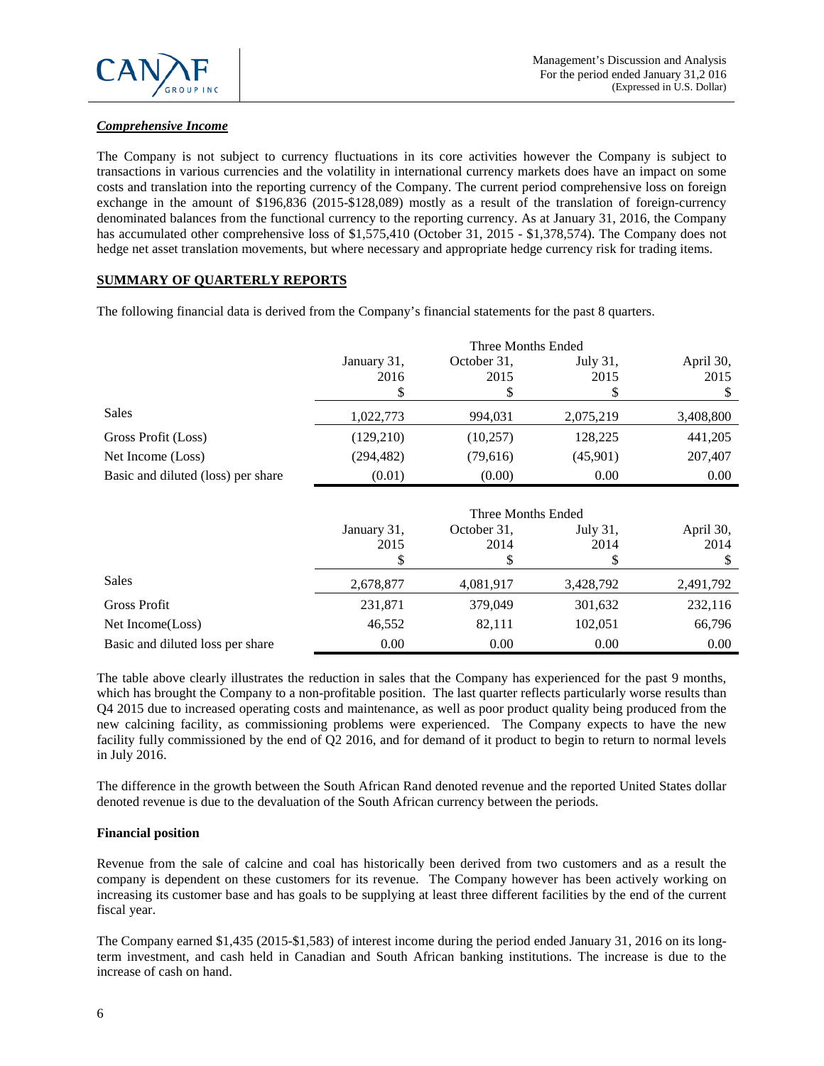### ***Comprehensive Income***

The Company is not subject to currency fluctuations in its core activities however the Company is subject to transactions in various currencies and the volatility in international currency markets does have an impact on some costs and translation into the reporting currency of the Company. The current period comprehensive loss on foreign exchange in the amount of $196,836 (2015-$128,089) mostly as a result of the translation of foreign-currency denominated balances from the functional currency to the reporting currency. As at January 31, 2016, the Company has accumulated other comprehensive loss of $1,575,410 (October 31, 2015 - $1,378,574). The Company does not hedge net asset translation movements, but where necessary and appropriate hedge currency risk for trading items.

## **SUMMARY OF QUARTERLY REPORTS**

The following financial data is derived from the Company's financial statements for the past 8 quarters.

| | Three Months Ended | | | |
|---|---|---|---|---|
| | January 31, 2016 $ | October 31, 2015 $ | July 31, 2015 $ | April 30, 2015 $ |
| Sales | 1,022,773 | 994,031 | 2,075,219 | 3,408,800 |
| Gross Profit (Loss) | (129,210) | (10,257) | 128,225 | 441,205 |
| Net Income (Loss) | (294,482) | (79,616) | (45,901) | 207,407 |
| Basic and diluted (loss) per share | (0.01) | (0.00) | 0.00 | 0.00 |

| | Three Months Ended | | | |
|---|---|---|---|---|
| | January 31, 2015 $ | October 31, 2014 $ | July 31, 2014 $ | April 30, 2014 $ |
| Sales | 2,678,877 | 4,081,917 | 3,428,792 | 2,491,792 |
| Gross Profit | 231,871 | 379,049 | 301,632 | 232,116 |
| Net Income(Loss) | 46,552 | 82,111 | 102,051 | 66,796 |
| Basic and diluted loss per share | 0.00 | 0.00 | 0.00 | 0.00 |

The table above clearly illustrates the reduction in sales that the Company has experienced for the past 9 months, which has brought the Company to a non-profitable position. The last quarter reflects particularly worse results than Q4 2015 due to increased operating costs and maintenance, as well as poor product quality being produced from the new calcining facility, as commissioning problems were experienced. The Company expects to have the new facility fully commissioned by the end of Q2 2016, and for demand of it product to begin to return to normal levels in July 2016.

The difference in the growth between the South African Rand denoted revenue and the reported United States dollar denoted revenue is due to the devaluation of the South African currency between the periods.

**Financial position**

Revenue from the sale of calcine and coal has historically been derived from two customers and as a result the company is dependent on these customers for its revenue. The Company however has been actively working on increasing its customer base and has goals to be supplying at least three different facilities by the end of the current fiscal year.

The Company earned $1,435 (2015-$1,583) of interest income during the period ended January 31, 2016 on its long-term investment, and cash held in Canadian and South African banking institutions. The increase is due to the increase of cash on hand.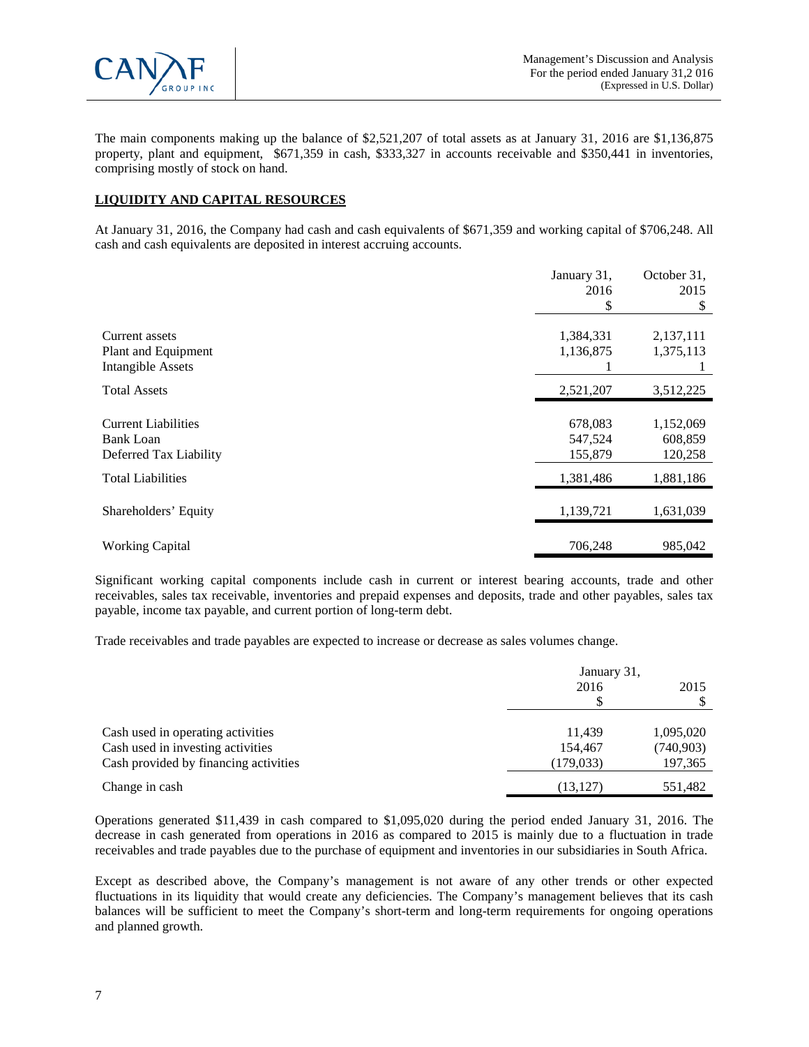The main components making up the balance of $2,521,207 of total assets as at January 31, 2016 are $1,136,875 property, plant and equipment, $671,359 in cash, $333,327 in accounts receivable and $350,441 in inventories, comprising mostly of stock on hand.

## LIQUIDITY AND CAPITAL RESOURCES

At January 31, 2016, the Company had cash and cash equivalents of $671,359 and working capital of $706,248. All cash and cash equivalents are deposited in interest accruing accounts.

| | January 31, 2016 $ | October 31, 2015 $ |
|---|---|---|
| Current assets | 1,384,331 | 2,137,111 |
| Plant and Equipment | 1,136,875 | 1,375,113 |
| Intangible Assets | 1 | 1 |
| Total Assets | 2,521,207 | 3,512,225 |
| Current Liabilities | 678,083 | 1,152,069 |
| Bank Loan | 547,524 | 608,859 |
| Deferred Tax Liability | 155,879 | 120,258 |
| Total Liabilities | 1,381,486 | 1,881,186 |
| Shareholders' Equity | 1,139,721 | 1,631,039 |
| Working Capital | 706,248 | 985,042 |

Significant working capital components include cash in current or interest bearing accounts, trade and other receivables, sales tax receivable, inventories and prepaid expenses and deposits, trade and other payables, sales tax payable, income tax payable, and current portion of long-term debt.

Trade receivables and trade payables are expected to increase or decrease as sales volumes change.

| | January 31, 2016 $ | 2015 $ |
|---|---|---|
| Cash used in operating activities | 11,439 | 1,095,020 |
| Cash used in investing activities | 154,467 | (740,903) |
| Cash provided by financing activities | (179,033) | 197,365 |
| Change in cash | (13,127) | 551,482 |

Operations generated $11,439 in cash compared to $1,095,020 during the period ended January 31, 2016. The decrease in cash generated from operations in 2016 as compared to 2015 is mainly due to a fluctuation in trade receivables and trade payables due to the purchase of equipment and inventories in our subsidiaries in South Africa.

Except as described above, the Company's management is not aware of any other trends or other expected fluctuations in its liquidity that would create any deficiencies. The Company's management believes that its cash balances will be sufficient to meet the Company's short-term and long-term requirements for ongoing operations and planned growth.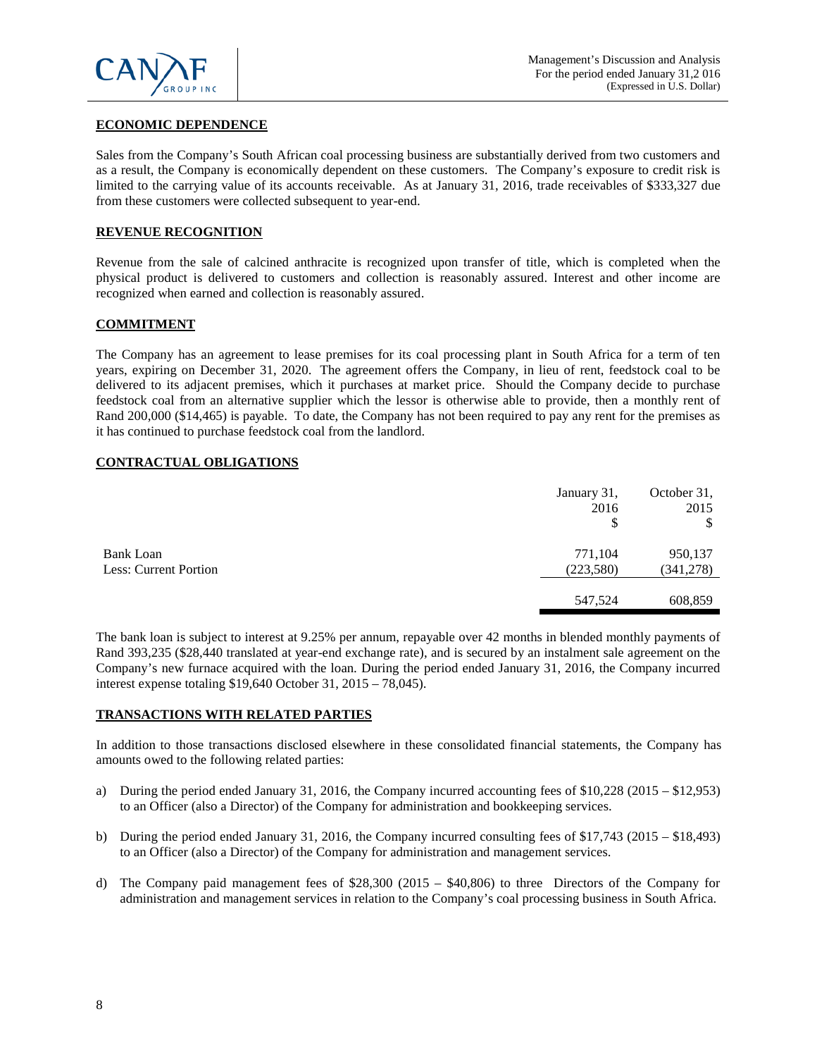## ECONOMIC DEPENDENCE

Sales from the Company's South African coal processing business are substantially derived from two customers and as a result, the Company is economically dependent on these customers. The Company's exposure to credit risk is limited to the carrying value of its accounts receivable. As at January 31, 2016, trade receivables of $333,327 due from these customers were collected subsequent to year-end.

## REVENUE RECOGNITION

Revenue from the sale of calcined anthracite is recognized upon transfer of title, which is completed when the physical product is delivered to customers and collection is reasonably assured. Interest and other income are recognized when earned and collection is reasonably assured.

## COMMITMENT

The Company has an agreement to lease premises for its coal processing plant in South Africa for a term of ten years, expiring on December 31, 2020. The agreement offers the Company, in lieu of rent, feedstock coal to be delivered to its adjacent premises, which it purchases at market price. Should the Company decide to purchase feedstock coal from an alternative supplier which the lessor is otherwise able to provide, then a monthly rent of Rand 200,000 ($14,465) is payable. To date, the Company has not been required to pay any rent for the premises as it has continued to purchase feedstock coal from the landlord.

## CONTRACTUAL OBLIGATIONS

| | January 31, 2016 $ | October 31, 2015 $ |
|---|---|---|
| Bank Loan | 771,104 | 950,137 |
| Less: Current Portion | (223,580) | (341,278) |
| | 547,524 | 608,859 |

The bank loan is subject to interest at 9.25% per annum, repayable over 42 months in blended monthly payments of Rand 393,235 ($28,440 translated at year-end exchange rate), and is secured by an instalment sale agreement on the Company's new furnace acquired with the loan. During the period ended January 31, 2016, the Company incurred interest expense totaling $19,640 October 31, 2015 – 78,045).

## TRANSACTIONS WITH RELATED PARTIES

In addition to those transactions disclosed elsewhere in these consolidated financial statements, the Company has amounts owed to the following related parties:

a) During the period ended January 31, 2016, the Company incurred accounting fees of $10,228 (2015 – $12,953) to an Officer (also a Director) of the Company for administration and bookkeeping services.

b) During the period ended January 31, 2016, the Company incurred consulting fees of $17,743 (2015 – $18,493) to an Officer (also a Director) of the Company for administration and management services.

d) The Company paid management fees of $28,300 (2015 – $40,806) to three Directors of the Company for administration and management services in relation to the Company's coal processing business in South Africa.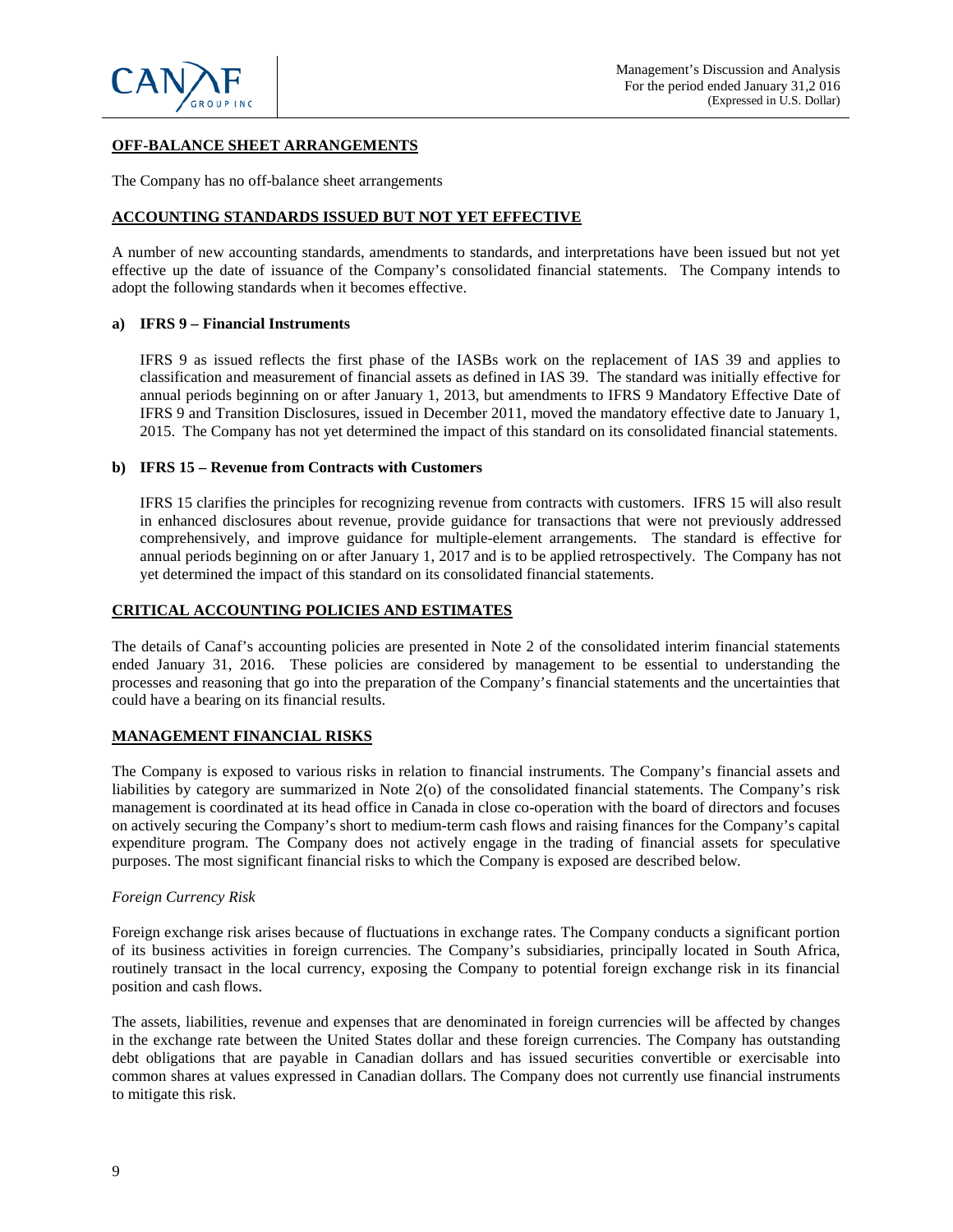## OFF-BALANCE SHEET ARRANGEMENTS

The Company has no off-balance sheet arrangements

## ACCOUNTING STANDARDS ISSUED BUT NOT YET EFFECTIVE

A number of new accounting standards, amendments to standards, and interpretations have been issued but not yet effective up the date of issuance of the Company's consolidated financial statements. The Company intends to adopt the following standards when it becomes effective.

### a) IFRS 9 – Financial Instruments

IFRS 9 as issued reflects the first phase of the IASBs work on the replacement of IAS 39 and applies to classification and measurement of financial assets as defined in IAS 39. The standard was initially effective for annual periods beginning on or after January 1, 2013, but amendments to IFRS 9 Mandatory Effective Date of IFRS 9 and Transition Disclosures, issued in December 2011, moved the mandatory effective date to January 1, 2015. The Company has not yet determined the impact of this standard on its consolidated financial statements.

### b) IFRS 15 – Revenue from Contracts with Customers

IFRS 15 clarifies the principles for recognizing revenue from contracts with customers. IFRS 15 will also result in enhanced disclosures about revenue, provide guidance for transactions that were not previously addressed comprehensively, and improve guidance for multiple-element arrangements. The standard is effective for annual periods beginning on or after January 1, 2017 and is to be applied retrospectively. The Company has not yet determined the impact of this standard on its consolidated financial statements.

## CRITICAL ACCOUNTING POLICIES AND ESTIMATES

The details of Canaf's accounting policies are presented in Note 2 of the consolidated interim financial statements ended January 31, 2016. These policies are considered by management to be essential to understanding the processes and reasoning that go into the preparation of the Company's financial statements and the uncertainties that could have a bearing on its financial results.

## MANAGEMENT FINANCIAL RISKS

The Company is exposed to various risks in relation to financial instruments. The Company's financial assets and liabilities by category are summarized in Note 2(o) of the consolidated financial statements. The Company's risk management is coordinated at its head office in Canada in close co-operation with the board of directors and focuses on actively securing the Company's short to medium-term cash flows and raising finances for the Company's capital expenditure program. The Company does not actively engage in the trading of financial assets for speculative purposes. The most significant financial risks to which the Company is exposed are described below.

*Foreign Currency Risk*

Foreign exchange risk arises because of fluctuations in exchange rates. The Company conducts a significant portion of its business activities in foreign currencies. The Company's subsidiaries, principally located in South Africa, routinely transact in the local currency, exposing the Company to potential foreign exchange risk in its financial position and cash flows.

The assets, liabilities, revenue and expenses that are denominated in foreign currencies will be affected by changes in the exchange rate between the United States dollar and these foreign currencies. The Company has outstanding debt obligations that are payable in Canadian dollars and has issued securities convertible or exercisable into common shares at values expressed in Canadian dollars. The Company does not currently use financial instruments to mitigate this risk.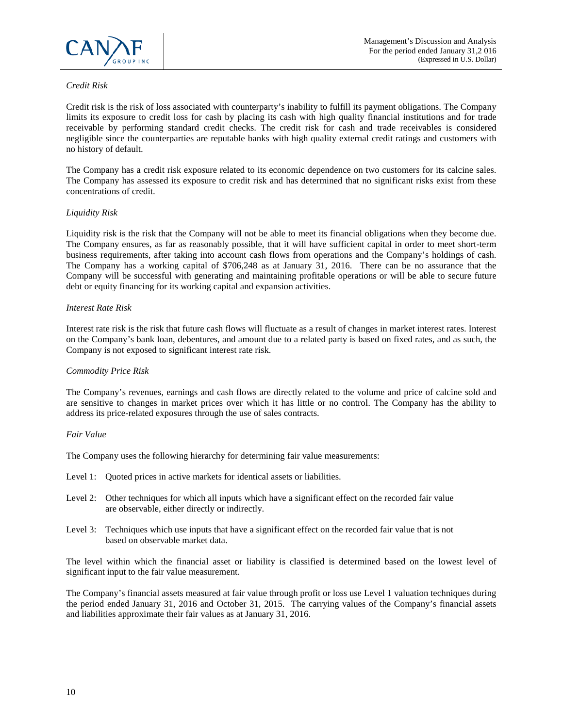*Credit Risk*

Credit risk is the risk of loss associated with counterparty's inability to fulfill its payment obligations. The Company limits its exposure to credit loss for cash by placing its cash with high quality financial institutions and for trade receivable by performing standard credit checks. The credit risk for cash and trade receivables is considered negligible since the counterparties are reputable banks with high quality external credit ratings and customers with no history of default.

The Company has a credit risk exposure related to its economic dependence on two customers for its calcine sales. The Company has assessed its exposure to credit risk and has determined that no significant risks exist from these concentrations of credit.

*Liquidity Risk*

Liquidity risk is the risk that the Company will not be able to meet its financial obligations when they become due. The Company ensures, as far as reasonably possible, that it will have sufficient capital in order to meet short-term business requirements, after taking into account cash flows from operations and the Company's holdings of cash. The Company has a working capital of $706,248 as at January 31, 2016. There can be no assurance that the Company will be successful with generating and maintaining profitable operations or will be able to secure future debt or equity financing for its working capital and expansion activities.

*Interest Rate Risk*

Interest rate risk is the risk that future cash flows will fluctuate as a result of changes in market interest rates. Interest on the Company's bank loan, debentures, and amount due to a related party is based on fixed rates, and as such, the Company is not exposed to significant interest rate risk.

*Commodity Price Risk*

The Company's revenues, earnings and cash flows are directly related to the volume and price of calcine sold and are sensitive to changes in market prices over which it has little or no control. The Company has the ability to address its price-related exposures through the use of sales contracts.

*Fair Value*

The Company uses the following hierarchy for determining fair value measurements:

Level 1: Quoted prices in active markets for identical assets or liabilities.

Level 2: Other techniques for which all inputs which have a significant effect on the recorded fair value are observable, either directly or indirectly.

Level 3: Techniques which use inputs that have a significant effect on the recorded fair value that is not based on observable market data.

The level within which the financial asset or liability is classified is determined based on the lowest level of significant input to the fair value measurement.

The Company's financial assets measured at fair value through profit or loss use Level 1 valuation techniques during the period ended January 31, 2016 and October 31, 2015. The carrying values of the Company's financial assets and liabilities approximate their fair values as at January 31, 2016.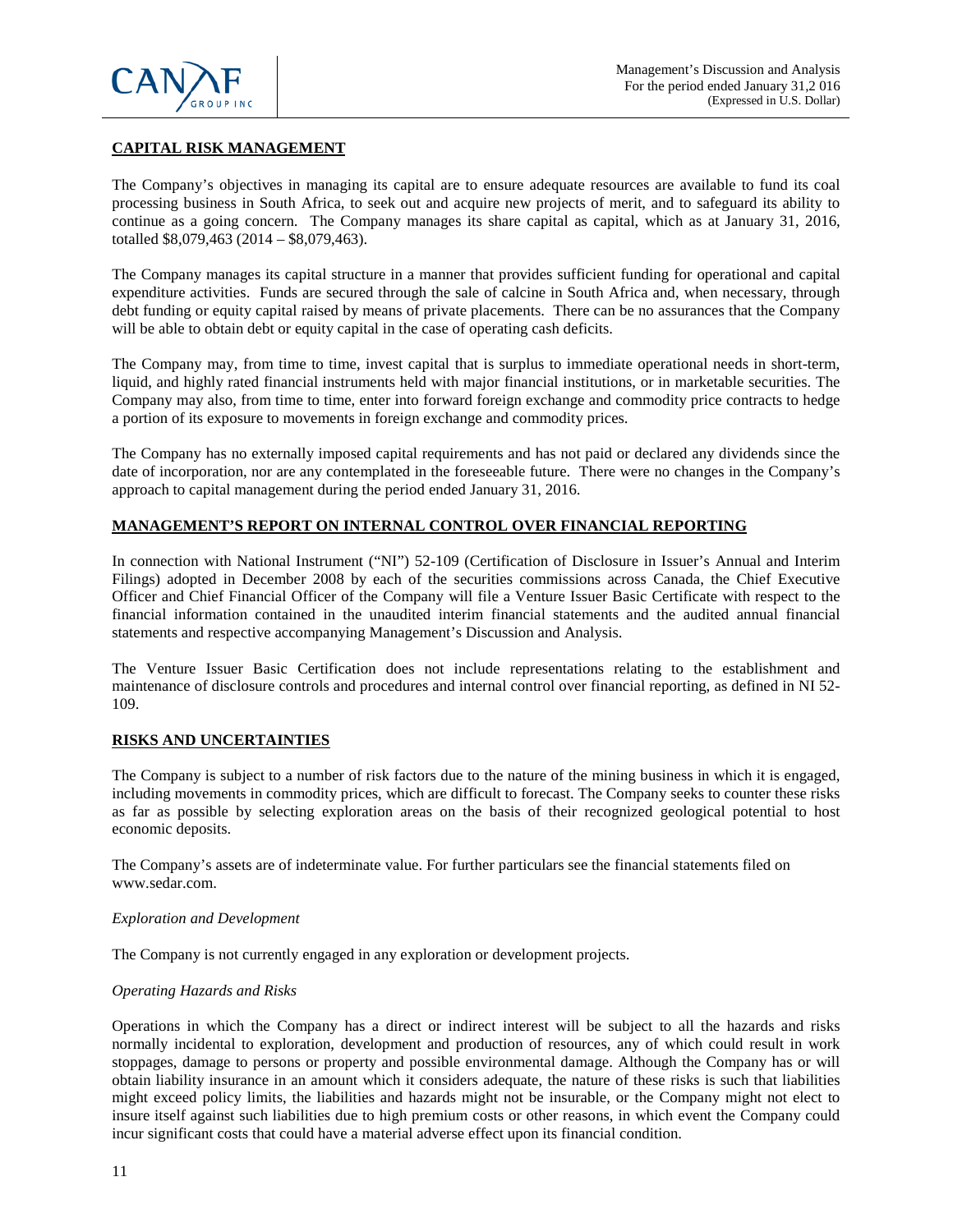## CAPITAL RISK MANAGEMENT

The Company's objectives in managing its capital are to ensure adequate resources are available to fund its coal processing business in South Africa, to seek out and acquire new projects of merit, and to safeguard its ability to continue as a going concern. The Company manages its share capital as capital, which as at January 31, 2016, totalled $8,079,463 (2014 – $8,079,463).

The Company manages its capital structure in a manner that provides sufficient funding for operational and capital expenditure activities. Funds are secured through the sale of calcine in South Africa and, when necessary, through debt funding or equity capital raised by means of private placements. There can be no assurances that the Company will be able to obtain debt or equity capital in the case of operating cash deficits.

The Company may, from time to time, invest capital that is surplus to immediate operational needs in short-term, liquid, and highly rated financial instruments held with major financial institutions, or in marketable securities. The Company may also, from time to time, enter into forward foreign exchange and commodity price contracts to hedge a portion of its exposure to movements in foreign exchange and commodity prices.

The Company has no externally imposed capital requirements and has not paid or declared any dividends since the date of incorporation, nor are any contemplated in the foreseeable future. There were no changes in the Company's approach to capital management during the period ended January 31, 2016.

## MANAGEMENT'S REPORT ON INTERNAL CONTROL OVER FINANCIAL REPORTING

In connection with National Instrument ("NI") 52-109 (Certification of Disclosure in Issuer's Annual and Interim Filings) adopted in December 2008 by each of the securities commissions across Canada, the Chief Executive Officer and Chief Financial Officer of the Company will file a Venture Issuer Basic Certificate with respect to the financial information contained in the unaudited interim financial statements and the audited annual financial statements and respective accompanying Management's Discussion and Analysis.

The Venture Issuer Basic Certification does not include representations relating to the establishment and maintenance of disclosure controls and procedures and internal control over financial reporting, as defined in NI 52-109.

## RISKS AND UNCERTAINTIES

The Company is subject to a number of risk factors due to the nature of the mining business in which it is engaged, including movements in commodity prices, which are difficult to forecast. The Company seeks to counter these risks as far as possible by selecting exploration areas on the basis of their recognized geological potential to host economic deposits.

The Company's assets are of indeterminate value. For further particulars see the financial statements filed on www.sedar.com.

*Exploration and Development*

The Company is not currently engaged in any exploration or development projects.

*Operating Hazards and Risks*

Operations in which the Company has a direct or indirect interest will be subject to all the hazards and risks normally incidental to exploration, development and production of resources, any of which could result in work stoppages, damage to persons or property and possible environmental damage. Although the Company has or will obtain liability insurance in an amount which it considers adequate, the nature of these risks is such that liabilities might exceed policy limits, the liabilities and hazards might not be insurable, or the Company might not elect to insure itself against such liabilities due to high premium costs or other reasons, in which event the Company could incur significant costs that could have a material adverse effect upon its financial condition.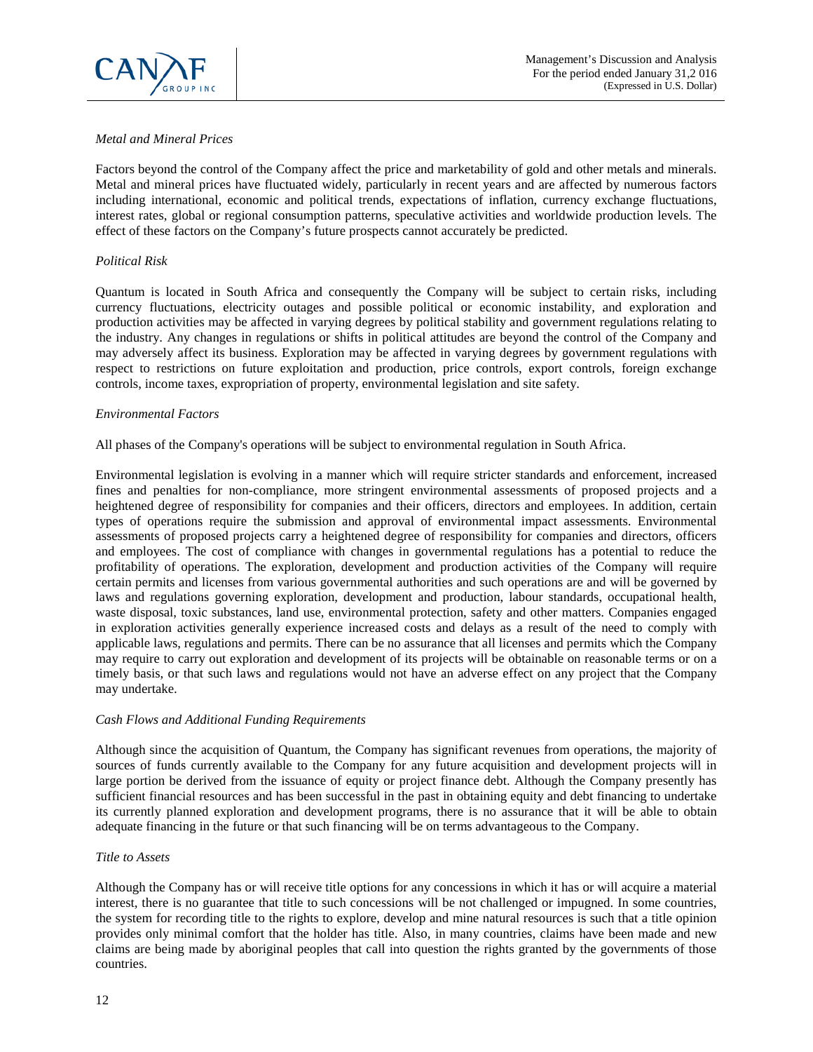*Metal and Mineral Prices*

Factors beyond the control of the Company affect the price and marketability of gold and other metals and minerals. Metal and mineral prices have fluctuated widely, particularly in recent years and are affected by numerous factors including international, economic and political trends, expectations of inflation, currency exchange fluctuations, interest rates, global or regional consumption patterns, speculative activities and worldwide production levels. The effect of these factors on the Company's future prospects cannot accurately be predicted.

*Political Risk*

Quantum is located in South Africa and consequently the Company will be subject to certain risks, including currency fluctuations, electricity outages and possible political or economic instability, and exploration and production activities may be affected in varying degrees by political stability and government regulations relating to the industry. Any changes in regulations or shifts in political attitudes are beyond the control of the Company and may adversely affect its business. Exploration may be affected in varying degrees by government regulations with respect to restrictions on future exploitation and production, price controls, export controls, foreign exchange controls, income taxes, expropriation of property, environmental legislation and site safety.

*Environmental Factors*

All phases of the Company's operations will be subject to environmental regulation in South Africa.

Environmental legislation is evolving in a manner which will require stricter standards and enforcement, increased fines and penalties for non-compliance, more stringent environmental assessments of proposed projects and a heightened degree of responsibility for companies and their officers, directors and employees. In addition, certain types of operations require the submission and approval of environmental impact assessments. Environmental assessments of proposed projects carry a heightened degree of responsibility for companies and directors, officers and employees. The cost of compliance with changes in governmental regulations has a potential to reduce the profitability of operations. The exploration, development and production activities of the Company will require certain permits and licenses from various governmental authorities and such operations are and will be governed by laws and regulations governing exploration, development and production, labour standards, occupational health, waste disposal, toxic substances, land use, environmental protection, safety and other matters. Companies engaged in exploration activities generally experience increased costs and delays as a result of the need to comply with applicable laws, regulations and permits. There can be no assurance that all licenses and permits which the Company may require to carry out exploration and development of its projects will be obtainable on reasonable terms or on a timely basis, or that such laws and regulations would not have an adverse effect on any project that the Company may undertake.

*Cash Flows and Additional Funding Requirements*

Although since the acquisition of Quantum, the Company has significant revenues from operations, the majority of sources of funds currently available to the Company for any future acquisition and development projects will in large portion be derived from the issuance of equity or project finance debt. Although the Company presently has sufficient financial resources and has been successful in the past in obtaining equity and debt financing to undertake its currently planned exploration and development programs, there is no assurance that it will be able to obtain adequate financing in the future or that such financing will be on terms advantageous to the Company.

*Title to Assets*

Although the Company has or will receive title options for any concessions in which it has or will acquire a material interest, there is no guarantee that title to such concessions will be not challenged or impugned. In some countries, the system for recording title to the rights to explore, develop and mine natural resources is such that a title opinion provides only minimal comfort that the holder has title. Also, in many countries, claims have been made and new claims are being made by aboriginal peoples that call into question the rights granted by the governments of those countries.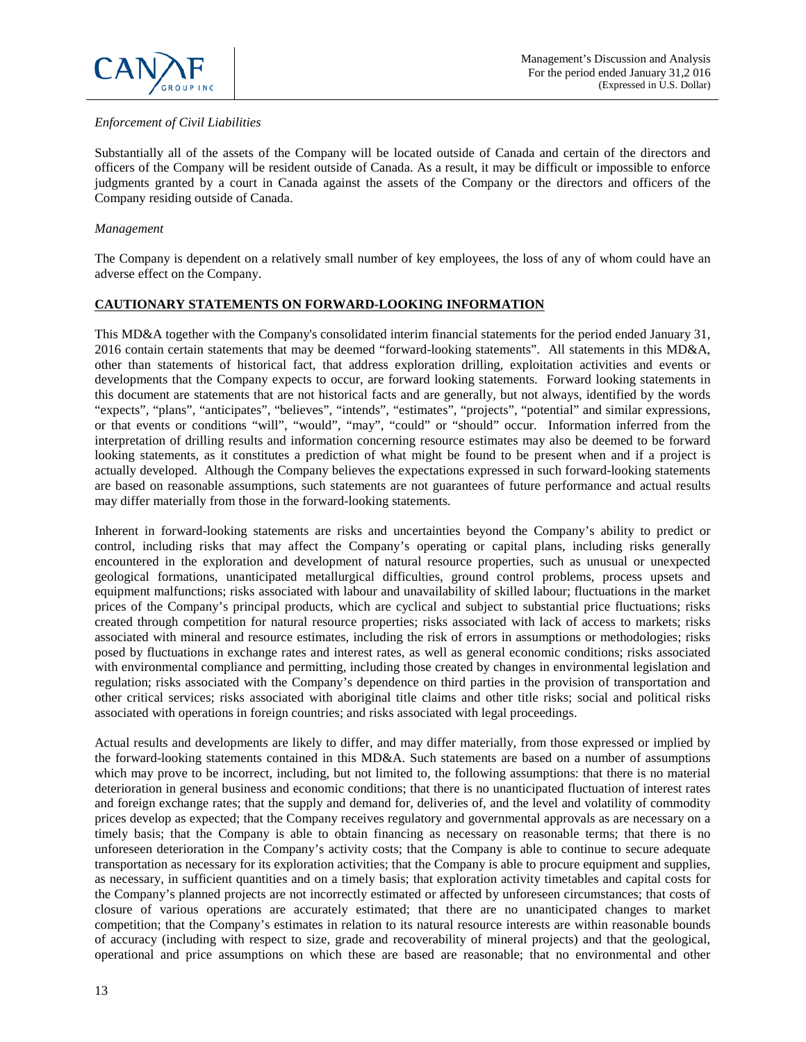*Enforcement of Civil Liabilities*

Substantially all of the assets of the Company will be located outside of Canada and certain of the directors and officers of the Company will be resident outside of Canada. As a result, it may be difficult or impossible to enforce judgments granted by a court in Canada against the assets of the Company or the directors and officers of the Company residing outside of Canada.

*Management*

The Company is dependent on a relatively small number of key employees, the loss of any of whom could have an adverse effect on the Company.

## CAUTIONARY STATEMENTS ON FORWARD-LOOKING INFORMATION

This MD&A together with the Company's consolidated interim financial statements for the period ended January 31, 2016 contain certain statements that may be deemed "forward-looking statements". All statements in this MD&A, other than statements of historical fact, that address exploration drilling, exploitation activities and events or developments that the Company expects to occur, are forward looking statements. Forward looking statements in this document are statements that are not historical facts and are generally, but not always, identified by the words "expects", "plans", "anticipates", "believes", "intends", "estimates", "projects", "potential" and similar expressions, or that events or conditions "will", "would", "may", "could" or "should" occur. Information inferred from the interpretation of drilling results and information concerning resource estimates may also be deemed to be forward looking statements, as it constitutes a prediction of what might be found to be present when and if a project is actually developed. Although the Company believes the expectations expressed in such forward-looking statements are based on reasonable assumptions, such statements are not guarantees of future performance and actual results may differ materially from those in the forward-looking statements.

Inherent in forward-looking statements are risks and uncertainties beyond the Company's ability to predict or control, including risks that may affect the Company's operating or capital plans, including risks generally encountered in the exploration and development of natural resource properties, such as unusual or unexpected geological formations, unanticipated metallurgical difficulties, ground control problems, process upsets and equipment malfunctions; risks associated with labour and unavailability of skilled labour; fluctuations in the market prices of the Company's principal products, which are cyclical and subject to substantial price fluctuations; risks created through competition for natural resource properties; risks associated with lack of access to markets; risks associated with mineral and resource estimates, including the risk of errors in assumptions or methodologies; risks posed by fluctuations in exchange rates and interest rates, as well as general economic conditions; risks associated with environmental compliance and permitting, including those created by changes in environmental legislation and regulation; risks associated with the Company's dependence on third parties in the provision of transportation and other critical services; risks associated with aboriginal title claims and other title risks; social and political risks associated with operations in foreign countries; and risks associated with legal proceedings.

Actual results and developments are likely to differ, and may differ materially, from those expressed or implied by the forward-looking statements contained in this MD&A. Such statements are based on a number of assumptions which may prove to be incorrect, including, but not limited to, the following assumptions: that there is no material deterioration in general business and economic conditions; that there is no unanticipated fluctuation of interest rates and foreign exchange rates; that the supply and demand for, deliveries of, and the level and volatility of commodity prices develop as expected; that the Company receives regulatory and governmental approvals as are necessary on a timely basis; that the Company is able to obtain financing as necessary on reasonable terms; that there is no unforeseen deterioration in the Company's activity costs; that the Company is able to continue to secure adequate transportation as necessary for its exploration activities; that the Company is able to procure equipment and supplies, as necessary, in sufficient quantities and on a timely basis; that exploration activity timetables and capital costs for the Company's planned projects are not incorrectly estimated or affected by unforeseen circumstances; that costs of closure of various operations are accurately estimated; that there are no unanticipated changes to market competition; that the Company's estimates in relation to its natural resource interests are within reasonable bounds of accuracy (including with respect to size, grade and recoverability of mineral projects) and that the geological, operational and price assumptions on which these are based are reasonable; that no environmental and other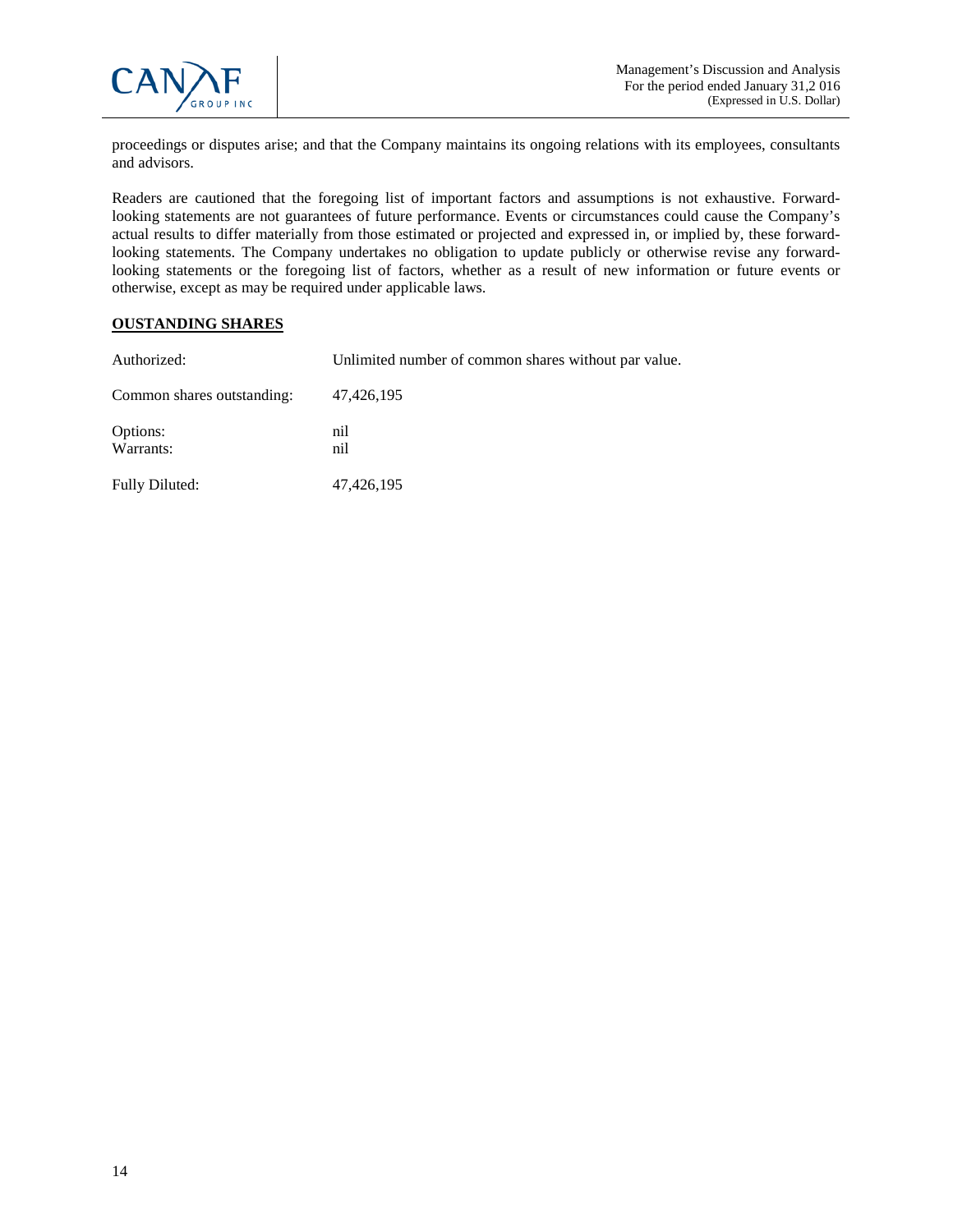proceedings or disputes arise; and that the Company maintains its ongoing relations with its employees, consultants and advisors.

Readers are cautioned that the foregoing list of important factors and assumptions is not exhaustive. Forward-looking statements are not guarantees of future performance. Events or circumstances could cause the Company's actual results to differ materially from those estimated or projected and expressed in, or implied by, these forward-looking statements. The Company undertakes no obligation to update publicly or otherwise revise any forward-looking statements or the foregoing list of factors, whether as a result of new information or future events or otherwise, except as may be required under applicable laws.

## OUSTANDING SHARES

| | |
|---|---|
| Authorized: | Unlimited number of common shares without par value. |
| Common shares outstanding: | 47,426,195 |
| Options: | nil |
| Warrants: | nil |
| Fully Diluted: | 47,426,195 |